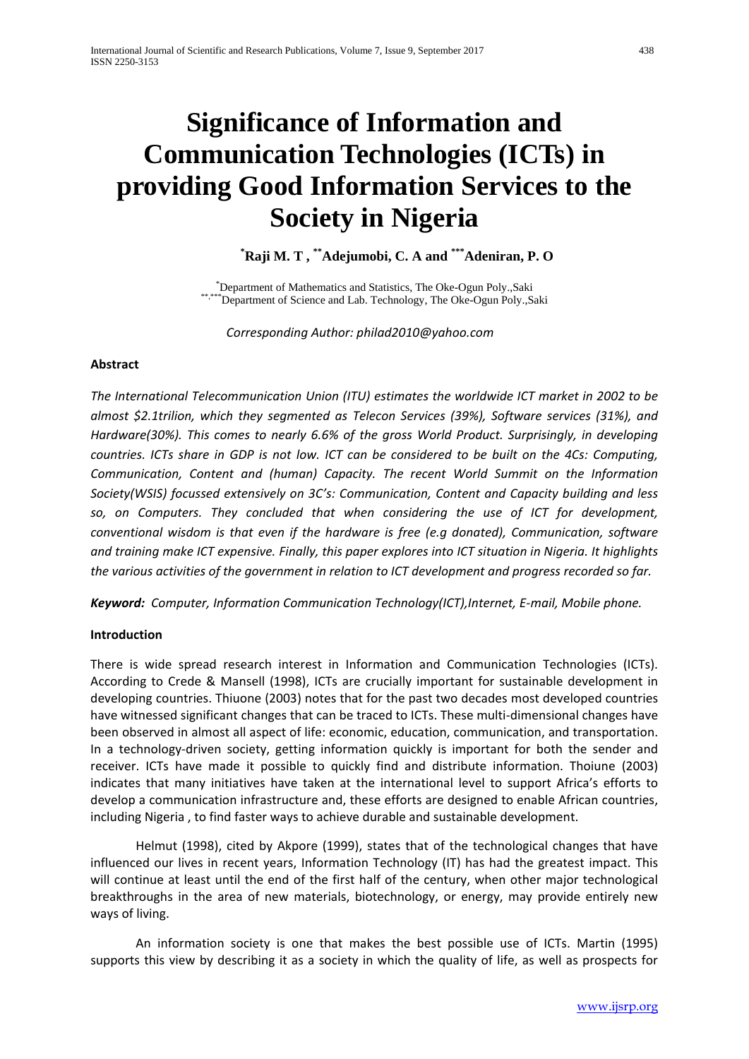# Significance of Information and Communication Technologies (ICTs) in providing Good Information Services to the Society in Nigeria

**[*]Raji M. T , [**]Adejumobi, C. A and [***]Adeniran, P. O**

[*]Department of Mathematics and Statistics, The Oke-Ogun Poly.,Saki
[**,***]Department of Science and Lab. Technology, The Oke-Ogun Poly.,Saki

*Corresponding Author: philad2010@yahoo.com*

**Abstract**

*The International Telecommunication Union (ITU) estimates the worldwide ICT market in 2002 to be almost $2.1trilion, which they segmented as Telecon Services (39%), Software services (31%), and Hardware(30%). This comes to nearly 6.6% of the gross World Product. Surprisingly, in developing countries. ICTs share in GDP is not low. ICT can be considered to be built on the 4Cs: Computing, Communication, Content and (human) Capacity. The recent World Summit on the Information Society(WSIS) focussed extensively on 3C's: Communication, Content and Capacity building and less so, on Computers. They concluded that when considering the use of ICT for development, conventional wisdom is that even if the hardware is free (e.g donated), Communication, software and training make ICT expensive. Finally, this paper explores into ICT situation in Nigeria. It highlights the various activities of the government in relation to ICT development and progress recorded so far.*

***Keyword:*** *Computer, Information Communication Technology(ICT),Internet, E-mail, Mobile phone.*

**Introduction**

There is wide spread research interest in Information and Communication Technologies (ICTs). According to Crede & Mansell (1998), ICTs are crucially important for sustainable development in developing countries. Thiuone (2003) notes that for the past two decades most developed countries have witnessed significant changes that can be traced to ICTs. These multi-dimensional changes have been observed in almost all aspect of life: economic, education, communication, and transportation. In a technology-driven society, getting information quickly is important for both the sender and receiver. ICTs have made it possible to quickly find and distribute information. Thoiune (2003) indicates that many initiatives have taken at the international level to support Africa's efforts to develop a communication infrastructure and, these efforts are designed to enable African countries, including Nigeria , to find faster ways to achieve durable and sustainable development.

Helmut (1998), cited by Akpore (1999), states that of the technological changes that have influenced our lives in recent years, Information Technology (IT) has had the greatest impact. This will continue at least until the end of the first half of the century, when other major technological breakthroughs in the area of new materials, biotechnology, or energy, may provide entirely new ways of living.

An information society is one that makes the best possible use of ICTs. Martin (1995) supports this view by describing it as a society in which the quality of life, as well as prospects for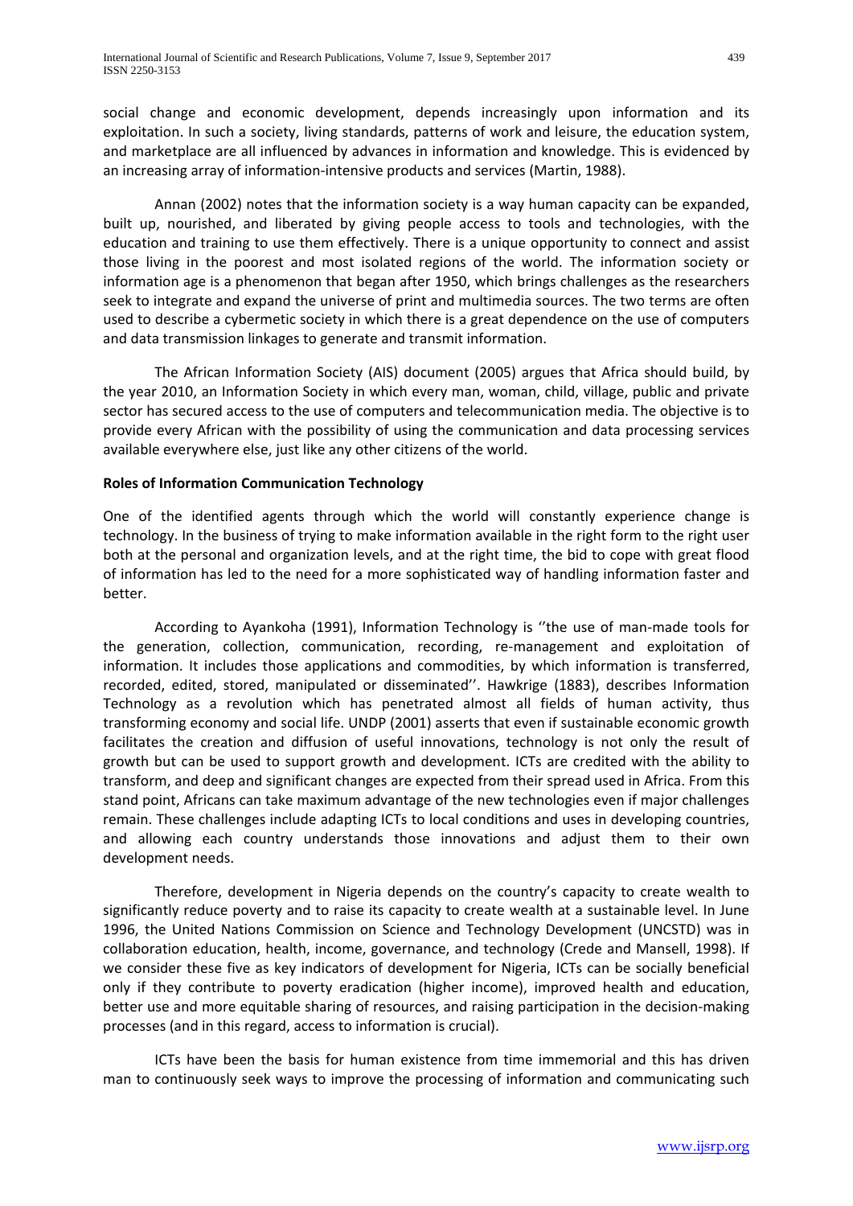social change and economic development, depends increasingly upon information and its exploitation. In such a society, living standards, patterns of work and leisure, the education system, and marketplace are all influenced by advances in information and knowledge. This is evidenced by an increasing array of information-intensive products and services (Martin, 1988).

Annan (2002) notes that the information society is a way human capacity can be expanded, built up, nourished, and liberated by giving people access to tools and technologies, with the education and training to use them effectively. There is a unique opportunity to connect and assist those living in the poorest and most isolated regions of the world. The information society or information age is a phenomenon that began after 1950, which brings challenges as the researchers seek to integrate and expand the universe of print and multimedia sources. The two terms are often used to describe a cybermetic society in which there is a great dependence on the use of computers and data transmission linkages to generate and transmit information.

The African Information Society (AIS) document (2005) argues that Africa should build, by the year 2010, an Information Society in which every man, woman, child, village, public and private sector has secured access to the use of computers and telecommunication media. The objective is to provide every African with the possibility of using the communication and data processing services available everywhere else, just like any other citizens of the world.

**Roles of Information Communication Technology**

One of the identified agents through which the world will constantly experience change is technology. In the business of trying to make information available in the right form to the right user both at the personal and organization levels, and at the right time, the bid to cope with great flood of information has led to the need for a more sophisticated way of handling information faster and better.

According to Ayankoha (1991), Information Technology is ''the use of man-made tools for the generation, collection, communication, recording, re-management and exploitation of information. It includes those applications and commodities, by which information is transferred, recorded, edited, stored, manipulated or disseminated''. Hawkrige (1883), describes Information Technology as a revolution which has penetrated almost all fields of human activity, thus transforming economy and social life. UNDP (2001) asserts that even if sustainable economic growth facilitates the creation and diffusion of useful innovations, technology is not only the result of growth but can be used to support growth and development. ICTs are credited with the ability to transform, and deep and significant changes are expected from their spread used in Africa. From this stand point, Africans can take maximum advantage of the new technologies even if major challenges remain. These challenges include adapting ICTs to local conditions and uses in developing countries, and allowing each country understands those innovations and adjust them to their own development needs.

Therefore, development in Nigeria depends on the country's capacity to create wealth to significantly reduce poverty and to raise its capacity to create wealth at a sustainable level. In June 1996, the United Nations Commission on Science and Technology Development (UNCSTD) was in collaboration education, health, income, governance, and technology (Crede and Mansell, 1998). If we consider these five as key indicators of development for Nigeria, ICTs can be socially beneficial only if they contribute to poverty eradication (higher income), improved health and education, better use and more equitable sharing of resources, and raising participation in the decision-making processes (and in this regard, access to information is crucial).

ICTs have been the basis for human existence from time immemorial and this has driven man to continuously seek ways to improve the processing of information and communicating such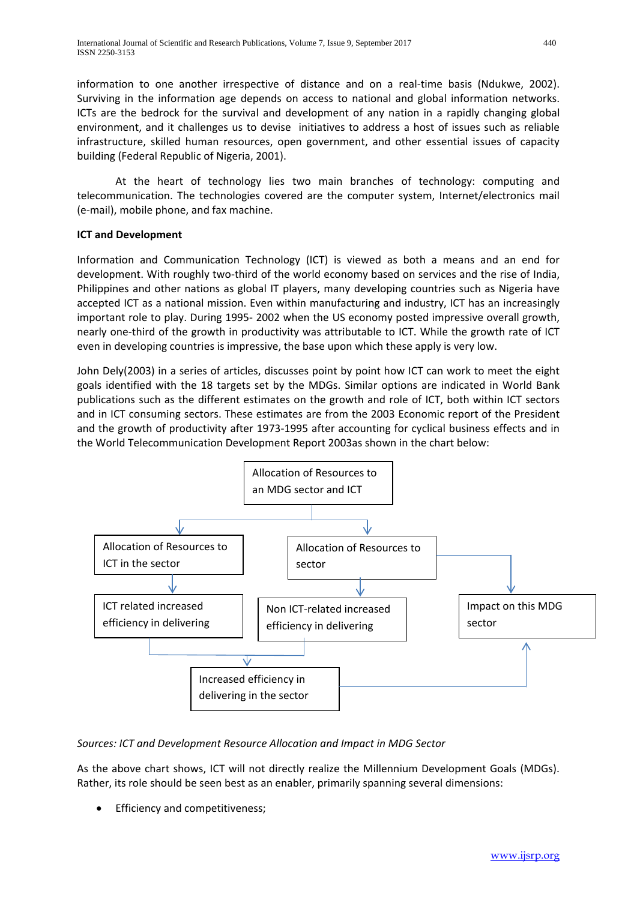information to one another irrespective of distance and on a real-time basis (Ndukwe, 2002). Surviving in the information age depends on access to national and global information networks. ICTs are the bedrock for the survival and development of any nation in a rapidly changing global environment, and it challenges us to devise initiatives to address a host of issues such as reliable infrastructure, skilled human resources, open government, and other essential issues of capacity building (Federal Republic of Nigeria, 2001).

At the heart of technology lies two main branches of technology: computing and telecommunication. The technologies covered are the computer system, Internet/electronics mail (e-mail), mobile phone, and fax machine.

**ICT and Development**

Information and Communication Technology (ICT) is viewed as both a means and an end for development. With roughly two-third of the world economy based on services and the rise of India, Philippines and other nations as global IT players, many developing countries such as Nigeria have accepted ICT as a national mission. Even within manufacturing and industry, ICT has an increasingly important role to play. During 1995- 2002 when the US economy posted impressive overall growth, nearly one-third of the growth in productivity was attributable to ICT. While the growth rate of ICT even in developing countries is impressive, the base upon which these apply is very low.

John Dely(2003) in a series of articles, discusses point by point how ICT can work to meet the eight goals identified with the 18 targets set by the MDGs. Similar options are indicated in World Bank publications such as the different estimates on the growth and role of ICT, both within ICT sectors and in ICT consuming sectors. These estimates are from the 2003 Economic report of the President and the growth of productivity after 1973-1995 after accounting for cyclical business effects and in the World Telecommunication Development Report 2003as shown in the chart below:

Allocation of Resources to an MDG sector and ICT

Allocation of Resources to ICT in the sector

Allocation of Resources to sector

ICT related increased efficiency in delivering

Non ICT-related increased efficiency in delivering

Impact on this MDG sector

Increased efficiency in delivering in the sector

*Sources: ICT and Development Resource Allocation and Impact in MDG Sector*

As the above chart shows, ICT will not directly realize the Millennium Development Goals (MDGs). Rather, its role should be seen best as an enabler, primarily spanning several dimensions:

- Efficiency and competitiveness;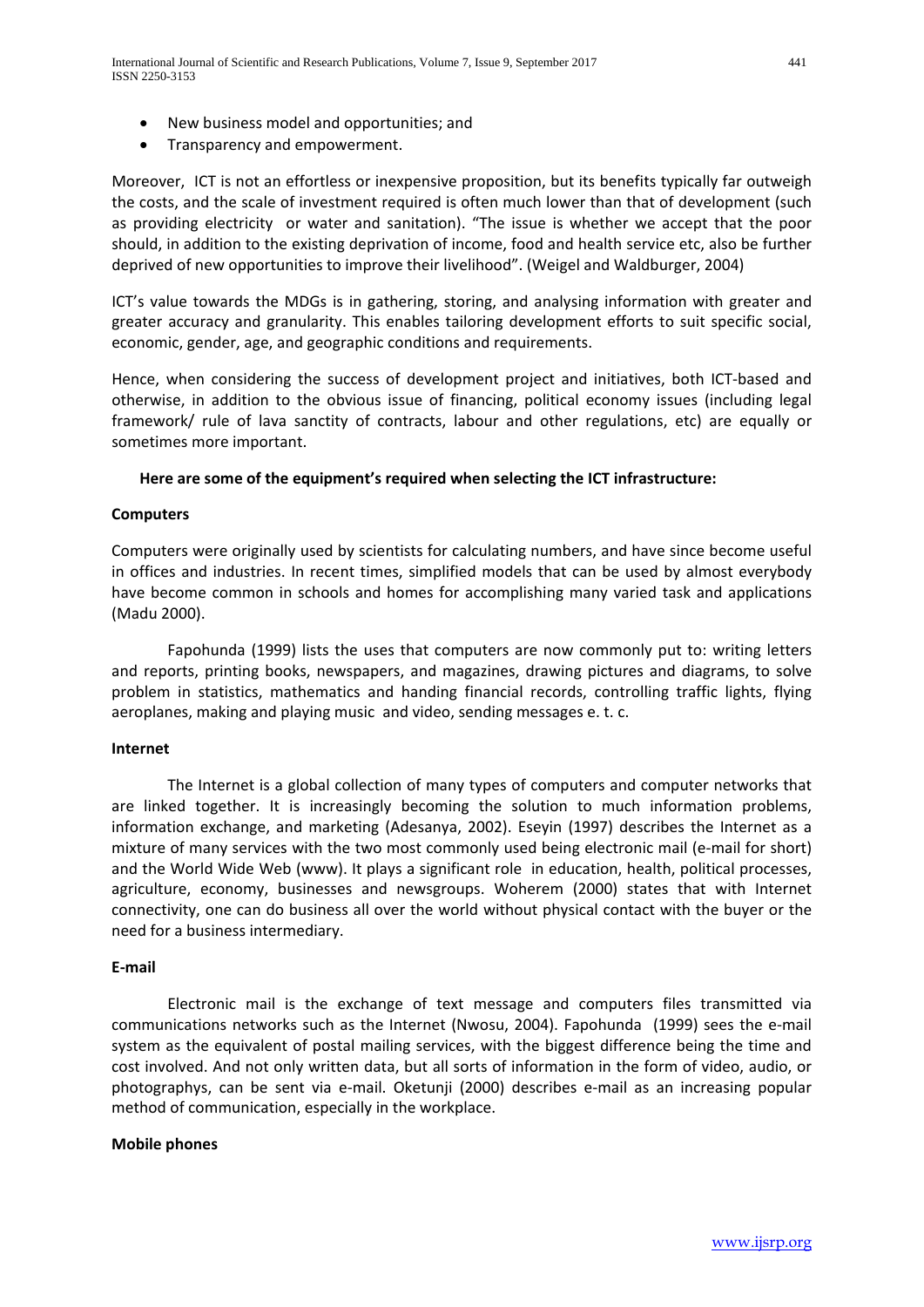- New business model and opportunities; and
- Transparency and empowerment.

Moreover, ICT is not an effortless or inexpensive proposition, but its benefits typically far outweigh the costs, and the scale of investment required is often much lower than that of development (such as providing electricity or water and sanitation). "The issue is whether we accept that the poor should, in addition to the existing deprivation of income, food and health service etc, also be further deprived of new opportunities to improve their livelihood". (Weigel and Waldburger, 2004)

ICT's value towards the MDGs is in gathering, storing, and analysing information with greater and greater accuracy and granularity. This enables tailoring development efforts to suit specific social, economic, gender, age, and geographic conditions and requirements.

Hence, when considering the success of development project and initiatives, both ICT-based and otherwise, in addition to the obvious issue of financing, political economy issues (including legal framework/ rule of lava sanctity of contracts, labour and other regulations, etc) are equally or sometimes more important.

**Here are some of the equipment's required when selecting the ICT infrastructure:**

**Computers**

Computers were originally used by scientists for calculating numbers, and have since become useful in offices and industries. In recent times, simplified models that can be used by almost everybody have become common in schools and homes for accomplishing many varied task and applications (Madu 2000).

Fapohunda (1999) lists the uses that computers are now commonly put to: writing letters and reports, printing books, newspapers, and magazines, drawing pictures and diagrams, to solve problem in statistics, mathematics and handing financial records, controlling traffic lights, flying aeroplanes, making and playing music and video, sending messages e. t. c.

**Internet**

The Internet is a global collection of many types of computers and computer networks that are linked together. It is increasingly becoming the solution to much information problems, information exchange, and marketing (Adesanya, 2002). Eseyin (1997) describes the Internet as a mixture of many services with the two most commonly used being electronic mail (e-mail for short) and the World Wide Web (www). It plays a significant role in education, health, political processes, agriculture, economy, businesses and newsgroups. Woherem (2000) states that with Internet connectivity, one can do business all over the world without physical contact with the buyer or the need for a business intermediary.

**E-mail**

Electronic mail is the exchange of text message and computers files transmitted via communications networks such as the Internet (Nwosu, 2004). Fapohunda (1999) sees the e-mail system as the equivalent of postal mailing services, with the biggest difference being the time and cost involved. And not only written data, but all sorts of information in the form of video, audio, or photographys, can be sent via e-mail. Oketunji (2000) describes e-mail as an increasing popular method of communication, especially in the workplace.

**Mobile phones**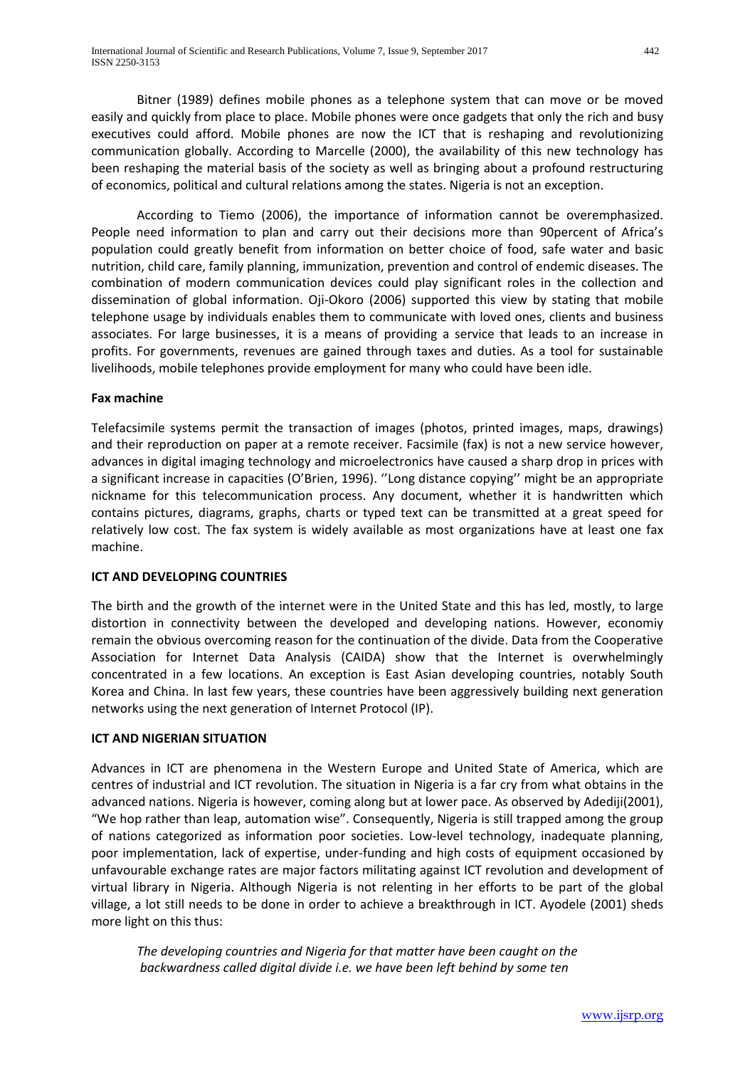Bitner (1989) defines mobile phones as a telephone system that can move or be moved easily and quickly from place to place. Mobile phones were once gadgets that only the rich and busy executives could afford. Mobile phones are now the ICT that is reshaping and revolutionizing communication globally. According to Marcelle (2000), the availability of this new technology has been reshaping the material basis of the society as well as bringing about a profound restructuring of economics, political and cultural relations among the states. Nigeria is not an exception.

According to Tiemo (2006), the importance of information cannot be overemphasized. People need information to plan and carry out their decisions more than 90percent of Africa's population could greatly benefit from information on better choice of food, safe water and basic nutrition, child care, family planning, immunization, prevention and control of endemic diseases. The combination of modern communication devices could play significant roles in the collection and dissemination of global information. Oji-Okoro (2006) supported this view by stating that mobile telephone usage by individuals enables them to communicate with loved ones, clients and business associates. For large businesses, it is a means of providing a service that leads to an increase in profits. For governments, revenues are gained through taxes and duties. As a tool for sustainable livelihoods, mobile telephones provide employment for many who could have been idle.

**Fax machine**

Telefacsimile systems permit the transaction of images (photos, printed images, maps, drawings) and their reproduction on paper at a remote receiver. Facsimile (fax) is not a new service however, advances in digital imaging technology and microelectronics have caused a sharp drop in prices with a significant increase in capacities (O'Brien, 1996). ''Long distance copying'' might be an appropriate nickname for this telecommunication process. Any document, whether it is handwritten which contains pictures, diagrams, graphs, charts or typed text can be transmitted at a great speed for relatively low cost. The fax system is widely available as most organizations have at least one fax machine.

**ICT AND DEVELOPING COUNTRIES**

The birth and the growth of the internet were in the United State and this has led, mostly, to large distortion in connectivity between the developed and developing nations. However, economiy remain the obvious overcoming reason for the continuation of the divide. Data from the Cooperative Association for Internet Data Analysis (CAIDA) show that the Internet is overwhelmingly concentrated in a few locations. An exception is East Asian developing countries, notably South Korea and China. In last few years, these countries have been aggressively building next generation networks using the next generation of Internet Protocol (IP).

**ICT AND NIGERIAN SITUATION**

Advances in ICT are phenomena in the Western Europe and United State of America, which are centres of industrial and ICT revolution. The situation in Nigeria is a far cry from what obtains in the advanced nations. Nigeria is however, coming along but at lower pace. As observed by Adediji(2001), "We hop rather than leap, automation wise". Consequently, Nigeria is still trapped among the group of nations categorized as information poor societies. Low-level technology, inadequate planning, poor implementation, lack of expertise, under-funding and high costs of equipment occasioned by unfavourable exchange rates are major factors militating against ICT revolution and development of virtual library in Nigeria. Although Nigeria is not relenting in her efforts to be part of the global village, a lot still needs to be done in order to achieve a breakthrough in ICT. Ayodele (2001) sheds more light on this thus:

> *The developing countries and Nigeria for that matter have been caught on the backwardness called digital divide i.e. we have been left behind by some ten*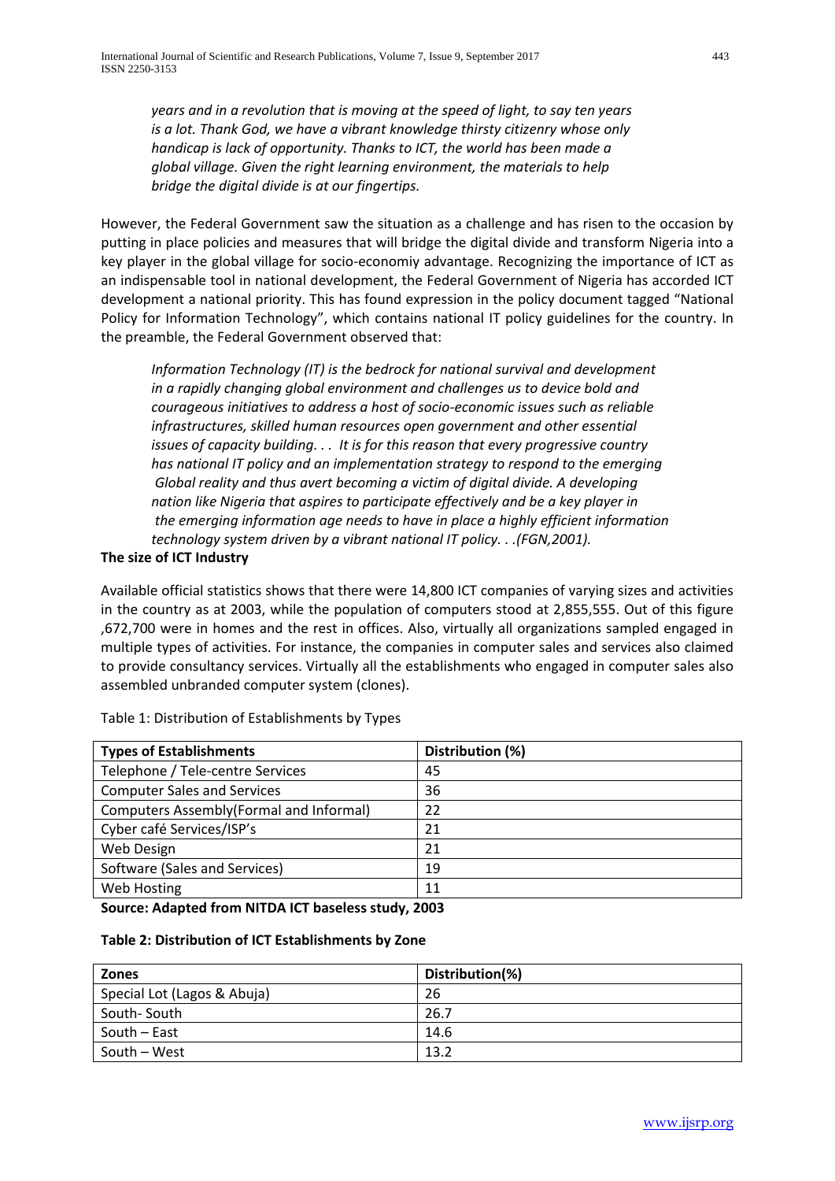*years and in a revolution that is moving at the speed of light, to say ten years is a lot. Thank God, we have a vibrant knowledge thirsty citizenry whose only handicap is lack of opportunity. Thanks to ICT, the world has been made a global village. Given the right learning environment, the materials to help bridge the digital divide is at our fingertips.*

However, the Federal Government saw the situation as a challenge and has risen to the occasion by putting in place policies and measures that will bridge the digital divide and transform Nigeria into a key player in the global village for socio-economiy advantage. Recognizing the importance of ICT as an indispensable tool in national development, the Federal Government of Nigeria has accorded ICT development a national priority. This has found expression in the policy document tagged "National Policy for Information Technology", which contains national IT policy guidelines for the country. In the preamble, the Federal Government observed that:

*Information Technology (IT) is the bedrock for national survival and development in a rapidly changing global environment and challenges us to device bold and courageous initiatives to address a host of socio-economic issues such as reliable infrastructures, skilled human resources open government and other essential issues of capacity building. . . It is for this reason that every progressive country has national IT policy and an implementation strategy to respond to the emerging Global reality and thus avert becoming a victim of digital divide. A developing nation like Nigeria that aspires to participate effectively and be a key player in the emerging information age needs to have in place a highly efficient information technology system driven by a vibrant national IT policy. . .(FGN,2001).*

**The size of ICT Industry**

Available official statistics shows that there were 14,800 ICT companies of varying sizes and activities in the country as at 2003, while the population of computers stood at 2,855,555. Out of this figure ,672,700 were in homes and the rest in offices. Also, virtually all organizations sampled engaged in multiple types of activities. For instance, the companies in computer sales and services also claimed to provide consultancy services. Virtually all the establishments who engaged in computer sales also assembled unbranded computer system (clones).

Table 1: Distribution of Establishments by Types

| Types of Establishments | Distribution (%) |
|---|---|
| Telephone / Tele-centre Services | 45 |
| Computer Sales and Services | 36 |
| Computers Assembly(Formal and Informal) | 22 |
| Cyber café Services/ISP's | 21 |
| Web Design | 21 |
| Software (Sales and Services) | 19 |
| Web Hosting | 11 |

**Source: Adapted from NITDA ICT baseless study, 2003**

**Table 2: Distribution of ICT Establishments by Zone**

| Zones | Distribution(%) |
|---|---|
| Special Lot (Lagos & Abuja) | 26 |
| South- South | 26.7 |
| South – East | 14.6 |
| South – West | 13.2 |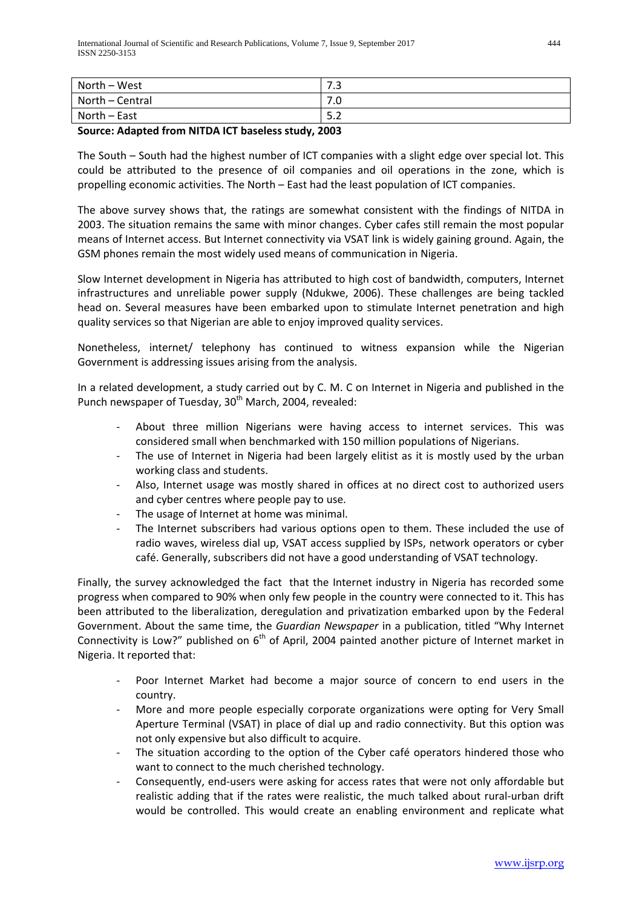| North – West | 7.3 |
|---|---|
| North – Central | 7.0 |
| North – East | 5.2 |

**Source: Adapted from NITDA ICT baseless study, 2003**

The South – South had the highest number of ICT companies with a slight edge over special lot. This could be attributed to the presence of oil companies and oil operations in the zone, which is propelling economic activities. The North – East had the least population of ICT companies.

The above survey shows that, the ratings are somewhat consistent with the findings of NITDA in 2003. The situation remains the same with minor changes. Cyber cafes still remain the most popular means of Internet access. But Internet connectivity via VSAT link is widely gaining ground. Again, the GSM phones remain the most widely used means of communication in Nigeria.

Slow Internet development in Nigeria has attributed to high cost of bandwidth, computers, Internet infrastructures and unreliable power supply (Ndukwe, 2006). These challenges are being tackled head on. Several measures have been embarked upon to stimulate Internet penetration and high quality services so that Nigerian are able to enjoy improved quality services.

Nonetheless, internet/ telephony has continued to witness expansion while the Nigerian Government is addressing issues arising from the analysis.

In a related development, a study carried out by C. M. C on Internet in Nigeria and published in the Punch newspaper of Tuesday, 30th March, 2004, revealed:

- About three million Nigerians were having access to internet services. This was considered small when benchmarked with 150 million populations of Nigerians.
- The use of Internet in Nigeria had been largely elitist as it is mostly used by the urban working class and students.
- Also, Internet usage was mostly shared in offices at no direct cost to authorized users and cyber centres where people pay to use.
- The usage of Internet at home was minimal.
- The Internet subscribers had various options open to them. These included the use of radio waves, wireless dial up, VSAT access supplied by ISPs, network operators or cyber café. Generally, subscribers did not have a good understanding of VSAT technology.

Finally, the survey acknowledged the fact that the Internet industry in Nigeria has recorded some progress when compared to 90% when only few people in the country were connected to it. This has been attributed to the liberalization, deregulation and privatization embarked upon by the Federal Government. About the same time, the *Guardian Newspaper* in a publication, titled "Why Internet Connectivity is Low?" published on 6th of April, 2004 painted another picture of Internet market in Nigeria. It reported that:

- Poor Internet Market had become a major source of concern to end users in the country.
- More and more people especially corporate organizations were opting for Very Small Aperture Terminal (VSAT) in place of dial up and radio connectivity. But this option was not only expensive but also difficult to acquire.
- The situation according to the option of the Cyber café operators hindered those who want to connect to the much cherished technology.
- Consequently, end-users were asking for access rates that were not only affordable but realistic adding that if the rates were realistic, the much talked about rural-urban drift would be controlled. This would create an enabling environment and replicate what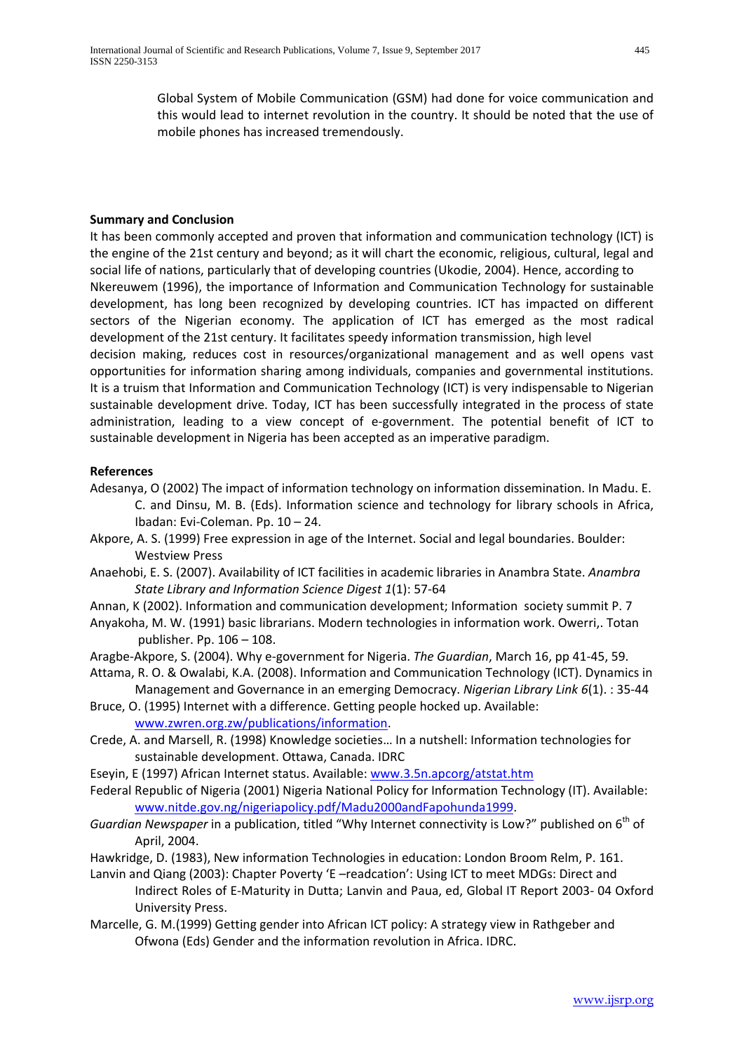Global System of Mobile Communication (GSM) had done for voice communication and this would lead to internet revolution in the country. It should be noted that the use of mobile phones has increased tremendously.

**Summary and Conclusion**

It has been commonly accepted and proven that information and communication technology (ICT) is the engine of the 21st century and beyond; as it will chart the economic, religious, cultural, legal and social life of nations, particularly that of developing countries (Ukodie, 2004). Hence, according to Nkereuwem (1996), the importance of Information and Communication Technology for sustainable development, has long been recognized by developing countries. ICT has impacted on different sectors of the Nigerian economy. The application of ICT has emerged as the most radical development of the 21st century. It facilitates speedy information transmission, high level decision making, reduces cost in resources/organizational management and as well opens vast opportunities for information sharing among individuals, companies and governmental institutions. It is a truism that Information and Communication Technology (ICT) is very indispensable to Nigerian sustainable development drive. Today, ICT has been successfully integrated in the process of state administration, leading to a view concept of e-government. The potential benefit of ICT to sustainable development in Nigeria has been accepted as an imperative paradigm.

**References**

Adesanya, O (2002) The impact of information technology on information dissemination. In Madu. E. C. and Dinsu, M. B. (Eds). Information science and technology for library schools in Africa, Ibadan: Evi-Coleman. Pp. 10 – 24.

Akpore, A. S. (1999) Free expression in age of the Internet. Social and legal boundaries. Boulder: Westview Press

Anaehobi, E. S. (2007). Availability of ICT facilities in academic libraries in Anambra State. *Anambra State Library and Information Science Digest 1*(1): 57-64

Annan, K (2002). Information and communication development; Information society summit P. 7

Anyakoha, M. W. (1991) basic librarians. Modern technologies in information work. Owerri,. Totan publisher. Pp. 106 – 108.

Aragbe-Akpore, S. (2004). Why e-government for Nigeria. *The Guardian*, March 16, pp 41-45, 59.

Attama, R. O. & Owalabi, K.A. (2008). Information and Communication Technology (ICT). Dynamics in Management and Governance in an emerging Democracy. *Nigerian Library Link 6*(1). : 35-44

Bruce, O. (1995) Internet with a difference. Getting people hocked up. Available: www.zwren.org.zw/publications/information.

Crede, A. and Marsell, R. (1998) Knowledge societies… In a nutshell: Information technologies for sustainable development. Ottawa, Canada. IDRC

Eseyin, E (1997) African Internet status. Available: www.3.5n.apcorg/atstat.htm

Federal Republic of Nigeria (2001) Nigeria National Policy for Information Technology (IT). Available: www.nitde.gov.ng/nigeriapolicy.pdf/Madu2000andFapohunda1999.

*Guardian Newspaper* in a publication, titled "Why Internet connectivity is Low?" published on 6th of April, 2004.

Hawkridge, D. (1983), New information Technologies in education: London Broom Relm, P. 161.

Lanvin and Qiang (2003): Chapter Poverty 'E –readcation': Using ICT to meet MDGs: Direct and Indirect Roles of E-Maturity in Dutta; Lanvin and Paua, ed, Global IT Report 2003- 04 Oxford University Press.

Marcelle, G. M.(1999) Getting gender into African ICT policy: A strategy view in Rathgeber and Ofwona (Eds) Gender and the information revolution in Africa. IDRC.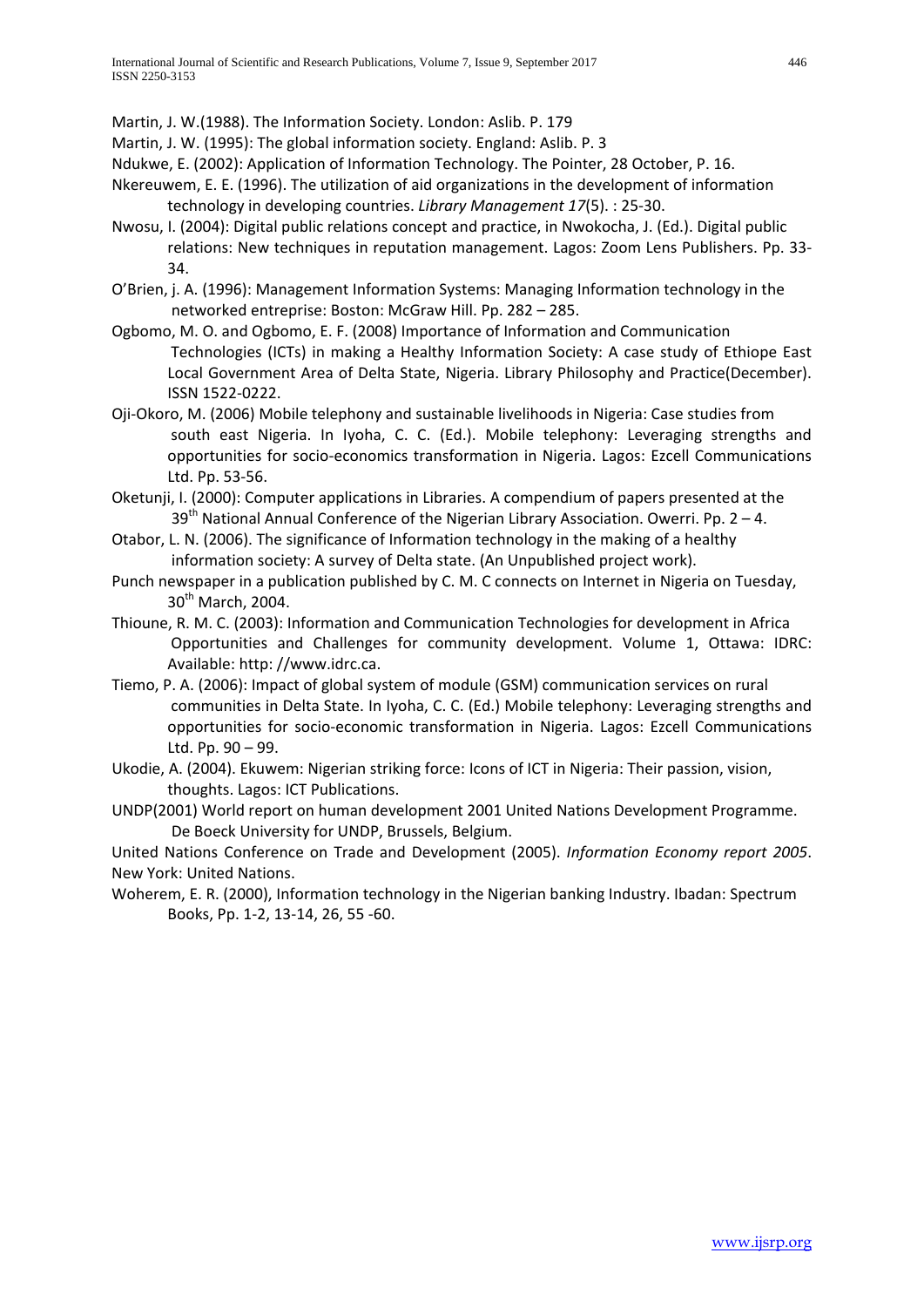Martin, J. W.(1988). The Information Society. London: Aslib. P. 179

Martin, J. W. (1995): The global information society. England: Aslib. P. 3

Ndukwe, E. (2002): Application of Information Technology. The Pointer, 28 October, P. 16.

Nkereuwem, E. E. (1996). The utilization of aid organizations in the development of information technology in developing countries. *Library Management 17*(5). : 25-30.

Nwosu, I. (2004): Digital public relations concept and practice, in Nwokocha, J. (Ed.). Digital public relations: New techniques in reputation management. Lagos: Zoom Lens Publishers. Pp. 33-34.

O'Brien, j. A. (1996): Management Information Systems: Managing Information technology in the networked entreprise: Boston: McGraw Hill. Pp. 282 – 285.

Ogbomo, M. O. and Ogbomo, E. F. (2008) Importance of Information and Communication Technologies (ICTs) in making a Healthy Information Society: A case study of Ethiope East Local Government Area of Delta State, Nigeria. Library Philosophy and Practice(December). ISSN 1522-0222.

Oji-Okoro, M. (2006) Mobile telephony and sustainable livelihoods in Nigeria: Case studies from south east Nigeria. In Iyoha, C. C. (Ed.). Mobile telephony: Leveraging strengths and opportunities for socio-economics transformation in Nigeria. Lagos: Ezcell Communications Ltd. Pp. 53-56.

Oketunji, I. (2000): Computer applications in Libraries. A compendium of papers presented at the 39th National Annual Conference of the Nigerian Library Association. Owerri. Pp. 2 – 4.

Otabor, L. N. (2006). The significance of Information technology in the making of a healthy information society: A survey of Delta state. (An Unpublished project work).

Punch newspaper in a publication published by C. M. C connects on Internet in Nigeria on Tuesday, 30th March, 2004.

Thioune, R. M. C. (2003): Information and Communication Technologies for development in Africa Opportunities and Challenges for community development. Volume 1, Ottawa: IDRC: Available: http: //www.idrc.ca.

Tiemo, P. A. (2006): Impact of global system of module (GSM) communication services on rural communities in Delta State. In Iyoha, C. C. (Ed.) Mobile telephony: Leveraging strengths and opportunities for socio-economic transformation in Nigeria. Lagos: Ezcell Communications Ltd. Pp. 90 – 99.

Ukodie, A. (2004). Ekuwem: Nigerian striking force: Icons of ICT in Nigeria: Their passion, vision, thoughts. Lagos: ICT Publications.

UNDP(2001) World report on human development 2001 United Nations Development Programme. De Boeck University for UNDP, Brussels, Belgium.

United Nations Conference on Trade and Development (2005). *Information Economy report 2005*. New York: United Nations.

Woherem, E. R. (2000), Information technology in the Nigerian banking Industry. Ibadan: Spectrum Books, Pp. 1-2, 13-14, 26, 55 -60.